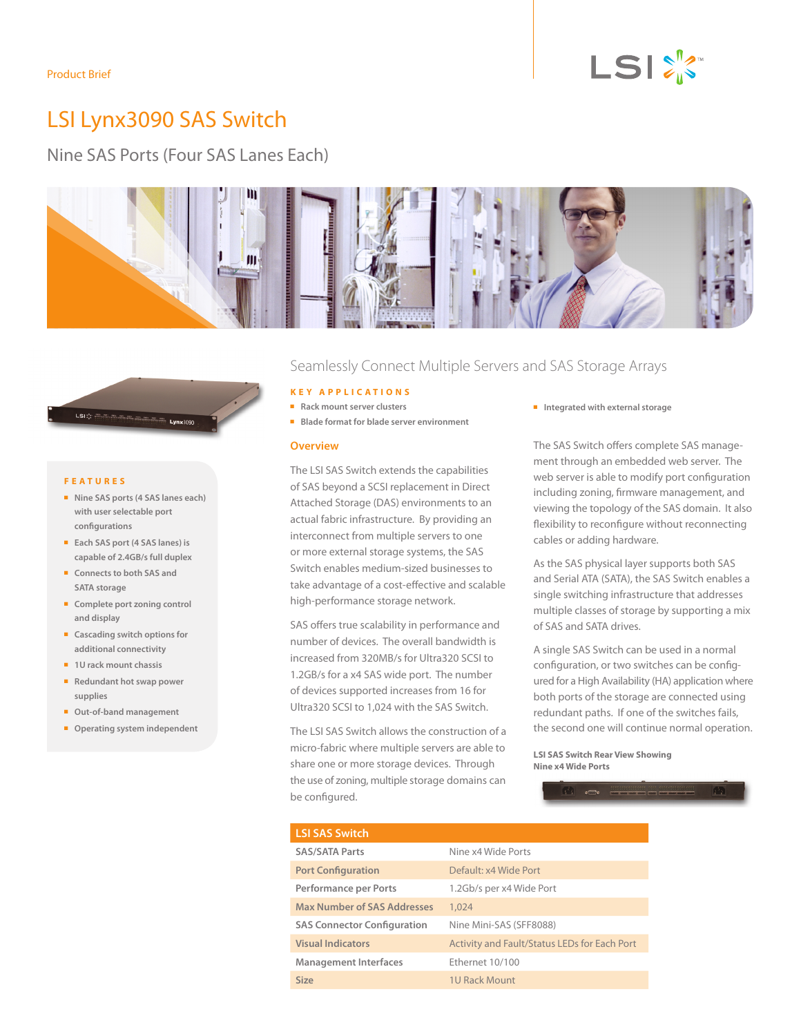Product Brief

# LSI Lynx3090 SAS Switch

## Nine SAS Ports (Four SAS Lanes Each)

### FEATURES

- Nine SAS ports (4 SAS lanes each) with user selectable port configurations
- Each SAS port (4 SAS lanes) is capable of 2.4GB/s full duplex
- Connects to both SAS and SATA storage
- Complete port zoning control and display
- Cascading switch options for additional connectivity
- 1U rack mount chassis
- Redundant hot swap power supplies
- Out-of-band management
- Operating system independent

## Seamlessly Connect Multiple Servers and SAS Storage Arrays

### KEY APPLICATIONS

- Rack mount server clusters
- Blade format for blade server environment
- Integrated with external storage

### Overview

The LSI SAS Switch extends the capabilities of SAS beyond a SCSI replacement in Direct Attached Storage (DAS) environments to an actual fabric infrastructure. By providing an interconnect from multiple servers to one or more external storage systems, the SAS Switch enables medium-sized businesses to take advantage of a cost-effective and scalable high-performance storage network.

SAS offers true scalability in performance and number of devices. The overall bandwidth is increased from 320MB/s for Ultra320 SCSI to 1.2GB/s for a x4 SAS wide port. The number of devices supported increases from 16 for Ultra320 SCSI to 1,024 with the SAS Switch.

The LSI SAS Switch allows the construction of a micro-fabric where multiple servers are able to share one or more storage devices. Through the use of zoning, multiple storage domains can be configured.

The SAS Switch offers complete SAS management through an embedded web server. The web server is able to modify port configuration including zoning, firmware management, and viewing the topology of the SAS domain. It also flexibility to reconfigure without reconnecting cables or adding hardware.

As the SAS physical layer supports both SAS and Serial ATA (SATA), the SAS Switch enables a single switching infrastructure that addresses multiple classes of storage by supporting a mix of SAS and SATA drives.

A single SAS Switch can be used in a normal configuration, or two switches can be configured for a High Availability (HA) application where both ports of the storage are connected using redundant paths. If one of the switches fails, the second one will continue normal operation.

**LSI SAS Switch Rear View Showing Nine x4 Wide Ports**

| LSI SAS Switch | |
|---|---|
| SAS/SATA Parts | Nine x4 Wide Ports |
| Port Configuration | Default: x4 Wide Port |
| Performance per Ports | 1.2Gb/s per x4 Wide Port |
| Max Number of SAS Addresses | 1,024 |
| SAS Connector Configuration | Nine Mini-SAS (SFF8088) |
| Visual Indicators | Activity and Fault/Status LEDs for Each Port |
| Management Interfaces | Ethernet 10/100 |
| Size | 1U Rack Mount |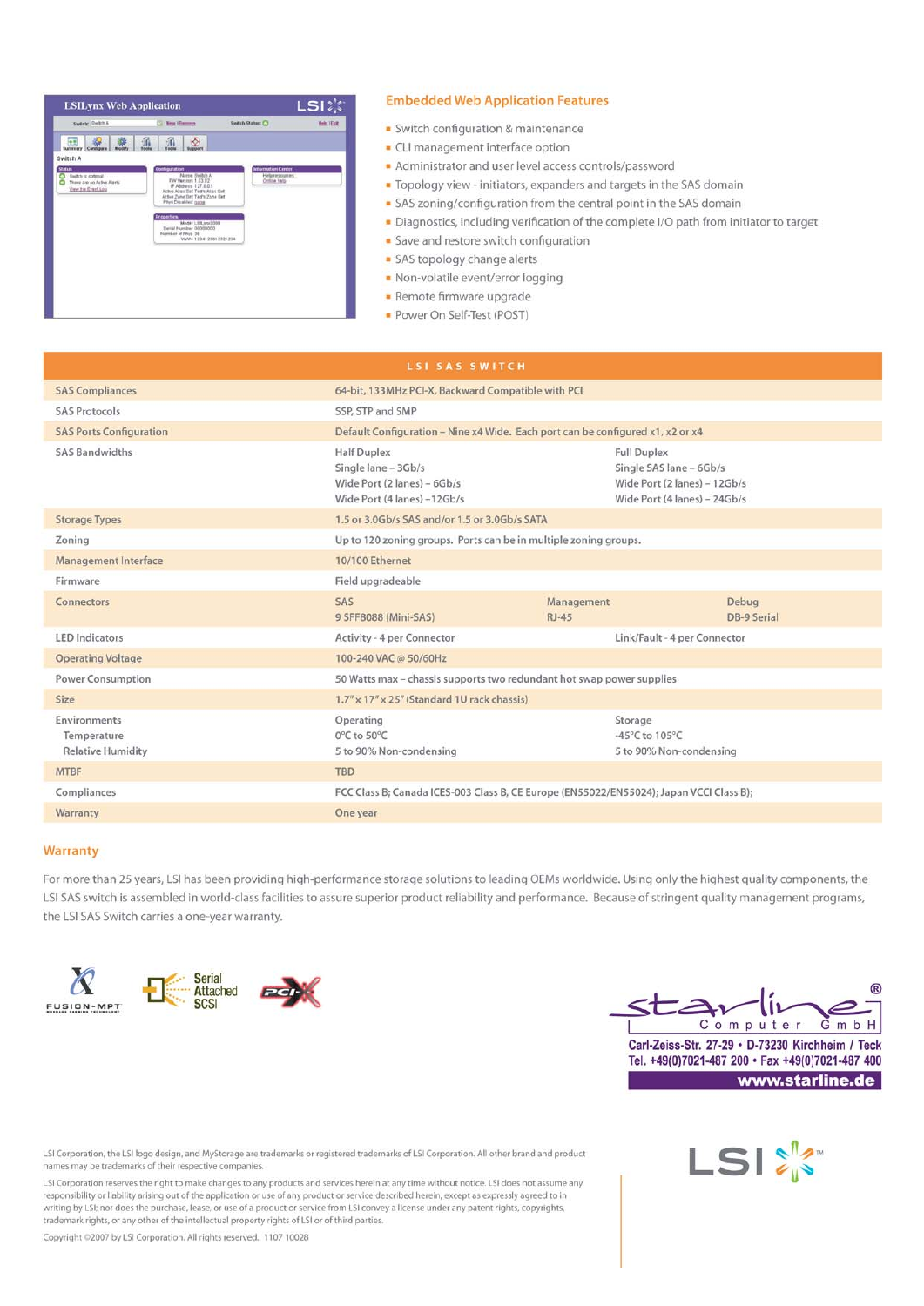## Embedded Web Application Features

- Switch configuration & maintenance
- CLI management interface option
- Administrator and user level access controls/password
- Topology view - initiators, expanders and targets in the SAS domain
- SAS zoning/configuration from the central point in the SAS domain
- Diagnostics, including verification of the complete I/O path from initiator to target
- Save and restore switch configuration
- SAS topology change alerts
- Non-volatile event/error logging
- Remote firmware upgrade
- Power On Self-Test (POST)

| LSI SAS SWITCH | | | |
|---|---|---|---|
| SAS Compliances | 64-bit, 133MHz PCI-X, Backward Compatible with PCI | | |
| SAS Protocols | SSP, STP and SMP | | |
| SAS Ports Configuration | Default Configuration – Nine x4 Wide. Each port can be configured x1, x2 or x4 | | |
| SAS Bandwidths | Half Duplex<br>Single lane – 3Gb/s<br>Wide Port (2 lanes) – 6Gb/s<br>Wide Port (4 lanes) –12Gb/s | | Full Duplex<br>Single SAS lane – 6Gb/s<br>Wide Port (2 lanes) – 12Gb/s<br>Wide Port (4 lanes) – 24Gb/s |
| Storage Types | 1.5 or 3.0Gb/s SAS and/or 1.5 or 3.0Gb/s SATA | | |
| Zoning | Up to 120 zoning groups. Ports can be in multiple zoning groups. | | |
| Management Interface | 10/100 Ethernet | | |
| Firmware | Field upgradeable | | |
| Connectors | SAS<br>9 SFF8088 (Mini-SAS) | Management<br>RJ-45 | Debug<br>DB-9 Serial |
| LED Indicators | Activity - 4 per Connector | | Link/Fault - 4 per Connector |
| Operating Voltage | 100-240 VAC @ 50/60Hz | | |
| Power Consumption | 50 Watts max – chassis supports two redundant hot swap power supplies | | |
| Size | 1.7" x 17" x 25" (Standard 1U rack chassis) | | |
| Environments<br>Temperature<br>Relative Humidity | Operating<br>0°C to 50°C<br>5 to 90% Non-condensing | | Storage<br>-45°C to 105°C<br>5 to 90% Non-condensing |
| MTBF | TBD | | |
| Compliances | FCC Class B; Canada ICES-003 Class B, CE Europe (EN55022/EN55024); Japan VCCI Class B); | | |
| Warranty | One year | | |

## Warranty

For more than 25 years, LSI has been providing high-performance storage solutions to leading OEMs worldwide. Using only the highest quality components, the LSI SAS switch is assembled in world-class facilities to assure superior product reliability and performance. Because of stringent quality management programs, the LSI SAS Switch carries a one-year warranty.

starline Computer GmbH
Carl-Zeiss-Str. 27-29 • D-73230 Kirchheim / Teck
Tel. +49(0)7021-487 200 • Fax +49(0)7021-487 400
www.starline.de

LSI Corporation, the LSI logo design, and MyStorage are trademarks or registered trademarks of LSI Corporation. All other brand and product names may be trademarks of their respective companies.

LSI Corporation reserves the right to make changes to any products and services herein at any time without notice. LSI does not assume any responsibility or liability arising out of the application or use of any product or service described herein, except as expressly agreed to in writing by LSI; nor does the purchase, lease, or use of a product or service from LSI convey a license under any patent rights, copyrights, trademark rights, or any other of the intellectual property rights of LSI or of third parties.

Copyright ©2007 by LSI Corporation. All rights reserved. 1107 10028